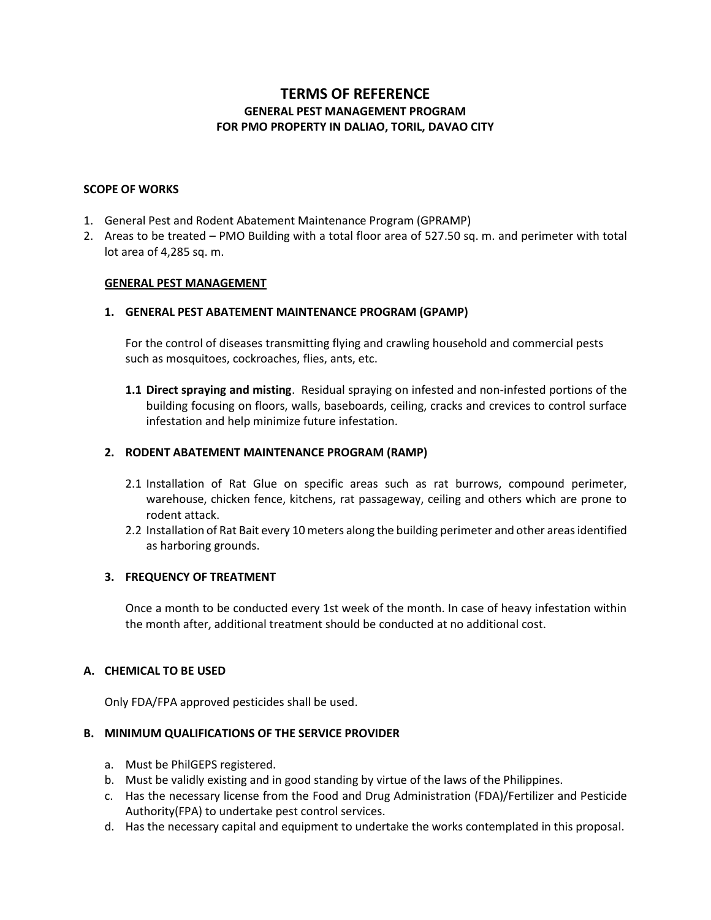# TERMS OF REFERENCE

## GENERAL PEST MANAGEMENT PROGRAM
## FOR PMO PROPERTY IN DALIAO, TORIL, DAVAO CITY

**SCOPE OF WORKS**

1. General Pest and Rodent Abatement Maintenance Program (GPRAMP)
2. Areas to be treated – PMO Building with a total floor area of 527.50 sq. m. and perimeter with total lot area of 4,285 sq. m.

**GENERAL PEST MANAGEMENT**

**1. GENERAL PEST ABATEMENT MAINTENANCE PROGRAM (GPAMP)**

For the control of diseases transmitting flying and crawling household and commercial pests such as mosquitoes, cockroaches, flies, ants, etc.

**1.1 Direct spraying and misting**. Residual spraying on infested and non-infested portions of the building focusing on floors, walls, baseboards, ceiling, cracks and crevices to control surface infestation and help minimize future infestation.

**2. RODENT ABATEMENT MAINTENANCE PROGRAM (RAMP)**

2.1 Installation of Rat Glue on specific areas such as rat burrows, compound perimeter, warehouse, chicken fence, kitchens, rat passageway, ceiling and others which are prone to rodent attack.

2.2 Installation of Rat Bait every 10 meters along the building perimeter and other areas identified as harboring grounds.

**3. FREQUENCY OF TREATMENT**

Once a month to be conducted every 1st week of the month. In case of heavy infestation within the month after, additional treatment should be conducted at no additional cost.

**A. CHEMICAL TO BE USED**

Only FDA/FPA approved pesticides shall be used.

**B. MINIMUM QUALIFICATIONS OF THE SERVICE PROVIDER**

a. Must be PhilGEPS registered.
b. Must be validly existing and in good standing by virtue of the laws of the Philippines.
c. Has the necessary license from the Food and Drug Administration (FDA)/Fertilizer and Pesticide Authority(FPA) to undertake pest control services.
d. Has the necessary capital and equipment to undertake the works contemplated in this proposal.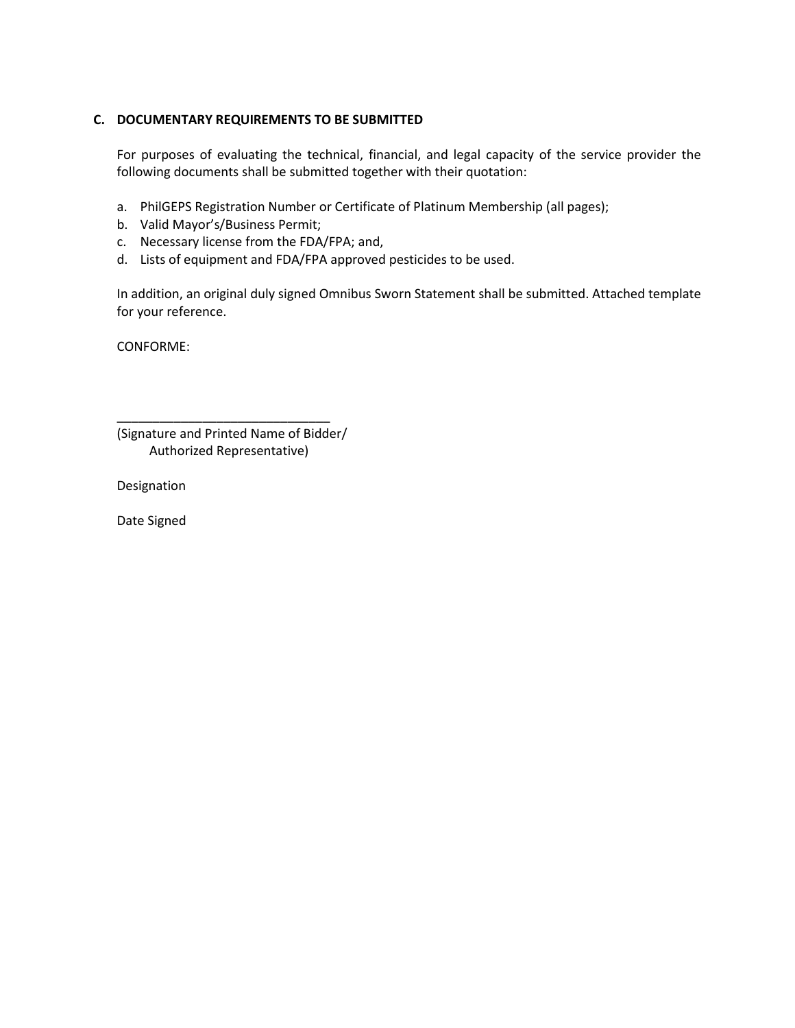### C. DOCUMENTARY REQUIREMENTS TO BE SUBMITTED

For purposes of evaluating the technical, financial, and legal capacity of the service provider the following documents shall be submitted together with their quotation:

a. PhilGEPS Registration Number or Certificate of Platinum Membership (all pages);
b. Valid Mayor's/Business Permit;
c. Necessary license from the FDA/FPA; and,
d. Lists of equipment and FDA/FPA approved pesticides to be used.

In addition, an original duly signed Omnibus Sworn Statement shall be submitted. Attached template for your reference.

CONFORME:

______________________________
(Signature and Printed Name of Bidder/
Authorized Representative)

Designation

Date Signed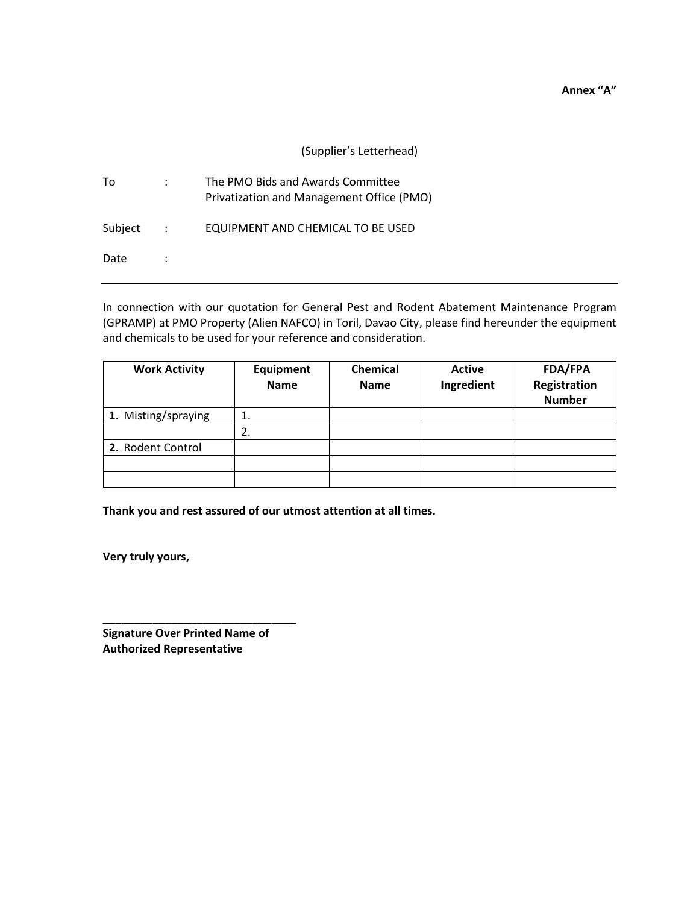**Annex "A"**

(Supplier's Letterhead)

To : The PMO Bids and Awards Committee
Privatization and Management Office (PMO)

Subject : EQUIPMENT AND CHEMICAL TO BE USED

Date :

---

In connection with our quotation for General Pest and Rodent Abatement Maintenance Program (GPRAMP) at PMO Property (Alien NAFCO) in Toril, Davao City, please find hereunder the equipment and chemicals to be used for your reference and consideration.

| **Work Activity** | **Equipment Name** | **Chemical Name** | **Active Ingredient** | **FDA/FPA Registration Number** |
|---|---|---|---|---|
| **1.** Misting/spraying | 1. | | | |
| | 2. | | | |
| **2.** Rodent Control | | | | |
| | | | | |
| | | | | |

**Thank you and rest assured of our utmost attention at all times.**

**Very truly yours,**

**______________________________**
**Signature Over Printed Name of Authorized Representative**